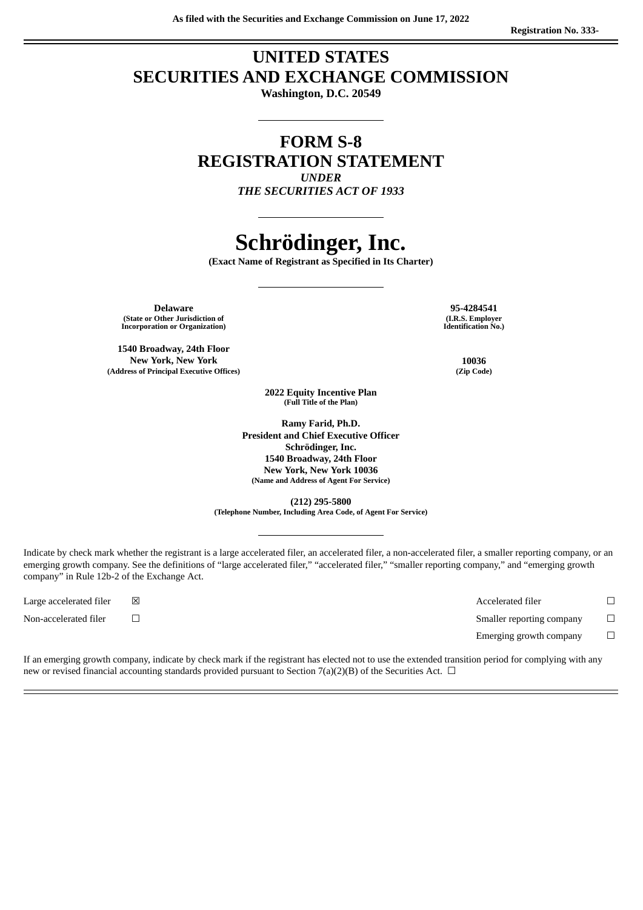As filed with the Securities and Exchange Commission on June 17, 2022

Registration No. 333-

# UNITED STATES
# SECURITIES AND EXCHANGE COMMISSION

**Washington, D.C. 20549**

---

# FORM S-8
# REGISTRATION STATEMENT

***UNDER***
***THE SECURITIES ACT OF 1933***

---

# Schrödinger, Inc.

**(Exact Name of Registrant as Specified in Its Charter)**

---

| | |
|---|---|
| **Delaware**<br>**(State or Other Jurisdiction of Incorporation or Organization)** | **95-4284541**<br>**(I.R.S. Employer Identification No.)** |
| **1540 Broadway, 24th Floor**<br>**New York, New York**<br>**(Address of Principal Executive Offices)** | **10036**<br>**(Zip Code)** |

**2022 Equity Incentive Plan**
**(Full Title of the Plan)**

**Ramy Farid, Ph.D.**
**President and Chief Executive Officer**
**Schrödinger, Inc.**
**1540 Broadway, 24th Floor**
**New York, New York 10036**
**(Name and Address of Agent For Service)**

**(212) 295-5800**
**(Telephone Number, Including Area Code, of Agent For Service)**

---

Indicate by check mark whether the registrant is a large accelerated filer, an accelerated filer, a non-accelerated filer, a smaller reporting company, or an emerging growth company. See the definitions of "large accelerated filer," "accelerated filer," "smaller reporting company," and "emerging growth company" in Rule 12b-2 of the Exchange Act.

| | | | |
|---|---|---|---|
| Large accelerated filer | ☒ | Accelerated filer | ☐ |
| Non-accelerated filer | ☐ | Smaller reporting company | ☐ |
| | | Emerging growth company | ☐ |

If an emerging growth company, indicate by check mark if the registrant has elected not to use the extended transition period for complying with any new or revised financial accounting standards provided pursuant to Section 7(a)(2)(B) of the Securities Act. ☐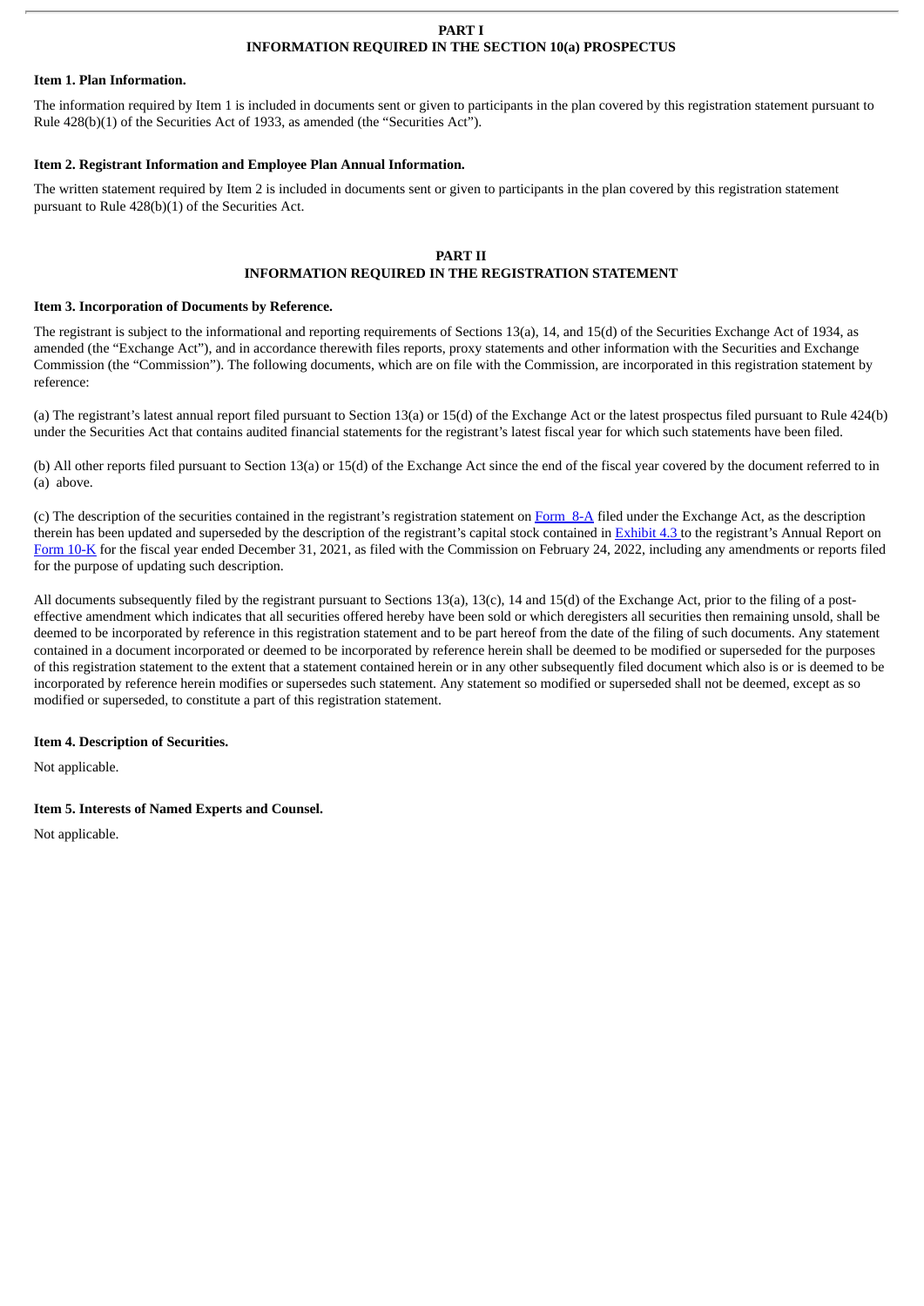# PART I
# INFORMATION REQUIRED IN THE SECTION 10(a) PROSPECTUS

**Item 1. Plan Information.**

The information required by Item 1 is included in documents sent or given to participants in the plan covered by this registration statement pursuant to Rule 428(b)(1) of the Securities Act of 1933, as amended (the "Securities Act").

**Item 2. Registrant Information and Employee Plan Annual Information.**

The written statement required by Item 2 is included in documents sent or given to participants in the plan covered by this registration statement pursuant to Rule 428(b)(1) of the Securities Act.

# PART II
# INFORMATION REQUIRED IN THE REGISTRATION STATEMENT

**Item 3. Incorporation of Documents by Reference.**

The registrant is subject to the informational and reporting requirements of Sections 13(a), 14, and 15(d) of the Securities Exchange Act of 1934, as amended (the "Exchange Act"), and in accordance therewith files reports, proxy statements and other information with the Securities and Exchange Commission (the "Commission"). The following documents, which are on file with the Commission, are incorporated in this registration statement by reference:

(a) The registrant's latest annual report filed pursuant to Section 13(a) or 15(d) of the Exchange Act or the latest prospectus filed pursuant to Rule 424(b) under the Securities Act that contains audited financial statements for the registrant's latest fiscal year for which such statements have been filed.

(b) All other reports filed pursuant to Section 13(a) or 15(d) of the Exchange Act since the end of the fiscal year covered by the document referred to in (a) above.

(c) The description of the securities contained in the registrant's registration statement on Form 8-A filed under the Exchange Act, as the description therein has been updated and superseded by the description of the registrant's capital stock contained in Exhibit 4.3 to the registrant's Annual Report on Form 10-K for the fiscal year ended December 31, 2021, as filed with the Commission on February 24, 2022, including any amendments or reports filed for the purpose of updating such description.

All documents subsequently filed by the registrant pursuant to Sections 13(a), 13(c), 14 and 15(d) of the Exchange Act, prior to the filing of a post-effective amendment which indicates that all securities offered hereby have been sold or which deregisters all securities then remaining unsold, shall be deemed to be incorporated by reference in this registration statement and to be part hereof from the date of the filing of such documents. Any statement contained in a document incorporated or deemed to be incorporated by reference herein shall be deemed to be modified or superseded for the purposes of this registration statement to the extent that a statement contained herein or in any other subsequently filed document which also is or is deemed to be incorporated by reference herein modifies or supersedes such statement. Any statement so modified or superseded shall not be deemed, except as so modified or superseded, to constitute a part of this registration statement.

**Item 4. Description of Securities.**

Not applicable.

**Item 5. Interests of Named Experts and Counsel.**

Not applicable.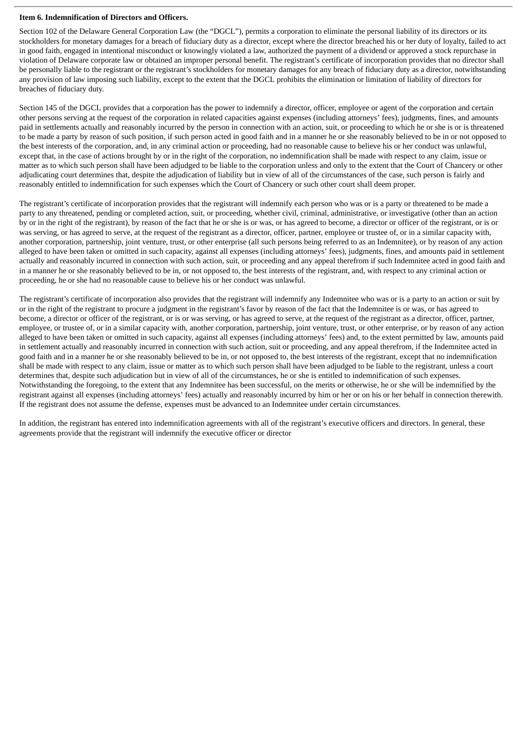**Item 6. Indemnification of Directors and Officers.**

Section 102 of the Delaware General Corporation Law (the "DGCL"), permits a corporation to eliminate the personal liability of its directors or its stockholders for monetary damages for a breach of fiduciary duty as a director, except where the director breached his or her duty of loyalty, failed to act in good faith, engaged in intentional misconduct or knowingly violated a law, authorized the payment of a dividend or approved a stock repurchase in violation of Delaware corporate law or obtained an improper personal benefit. The registrant's certificate of incorporation provides that no director shall be personally liable to the registrant or the registrant's stockholders for monetary damages for any breach of fiduciary duty as a director, notwithstanding any provision of law imposing such liability, except to the extent that the DGCL prohibits the elimination or limitation of liability of directors for breaches of fiduciary duty.

Section 145 of the DGCL provides that a corporation has the power to indemnify a director, officer, employee or agent of the corporation and certain other persons serving at the request of the corporation in related capacities against expenses (including attorneys' fees), judgments, fines, and amounts paid in settlements actually and reasonably incurred by the person in connection with an action, suit, or proceeding to which he or she is or is threatened to be made a party by reason of such position, if such person acted in good faith and in a manner he or she reasonably believed to be in or not opposed to the best interests of the corporation, and, in any criminal action or proceeding, had no reasonable cause to believe his or her conduct was unlawful, except that, in the case of actions brought by or in the right of the corporation, no indemnification shall be made with respect to any claim, issue or matter as to which such person shall have been adjudged to be liable to the corporation unless and only to the extent that the Court of Chancery or other adjudicating court determines that, despite the adjudication of liability but in view of all of the circumstances of the case, such person is fairly and reasonably entitled to indemnification for such expenses which the Court of Chancery or such other court shall deem proper.

The registrant's certificate of incorporation provides that the registrant will indemnify each person who was or is a party or threatened to be made a party to any threatened, pending or completed action, suit, or proceeding, whether civil, criminal, administrative, or investigative (other than an action by or in the right of the registrant), by reason of the fact that he or she is or was, or has agreed to become, a director or officer of the registrant, or is or was serving, or has agreed to serve, at the request of the registrant as a director, officer, partner, employee or trustee of, or in a similar capacity with, another corporation, partnership, joint venture, trust, or other enterprise (all such persons being referred to as an Indemnitee), or by reason of any action alleged to have been taken or omitted in such capacity, against all expenses (including attorneys' fees), judgments, fines, and amounts paid in settlement actually and reasonably incurred in connection with such action, suit, or proceeding and any appeal therefrom if such Indemnitee acted in good faith and in a manner he or she reasonably believed to be in, or not opposed to, the best interests of the registrant, and, with respect to any criminal action or proceeding, he or she had no reasonable cause to believe his or her conduct was unlawful.

The registrant's certificate of incorporation also provides that the registrant will indemnify any Indemnitee who was or is a party to an action or suit by or in the right of the registrant to procure a judgment in the registrant's favor by reason of the fact that the Indemnitee is or was, or has agreed to become, a director or officer of the registrant, or is or was serving, or has agreed to serve, at the request of the registrant as a director, officer, partner, employee, or trustee of, or in a similar capacity with, another corporation, partnership, joint venture, trust, or other enterprise, or by reason of any action alleged to have been taken or omitted in such capacity, against all expenses (including attorneys' fees) and, to the extent permitted by law, amounts paid in settlement actually and reasonably incurred in connection with such action, suit or proceeding, and any appeal therefrom, if the Indemnitee acted in good faith and in a manner he or she reasonably believed to be in, or not opposed to, the best interests of the registrant, except that no indemnification shall be made with respect to any claim, issue or matter as to which such person shall have been adjudged to be liable to the registrant, unless a court determines that, despite such adjudication but in view of all of the circumstances, he or she is entitled to indemnification of such expenses. Notwithstanding the foregoing, to the extent that any Indemnitee has been successful, on the merits or otherwise, he or she will be indemnified by the registrant against all expenses (including attorneys' fees) actually and reasonably incurred by him or her or on his or her behalf in connection therewith. If the registrant does not assume the defense, expenses must be advanced to an Indemnitee under certain circumstances.

In addition, the registrant has entered into indemnification agreements with all of the registrant's executive officers and directors. In general, these agreements provide that the registrant will indemnify the executive officer or director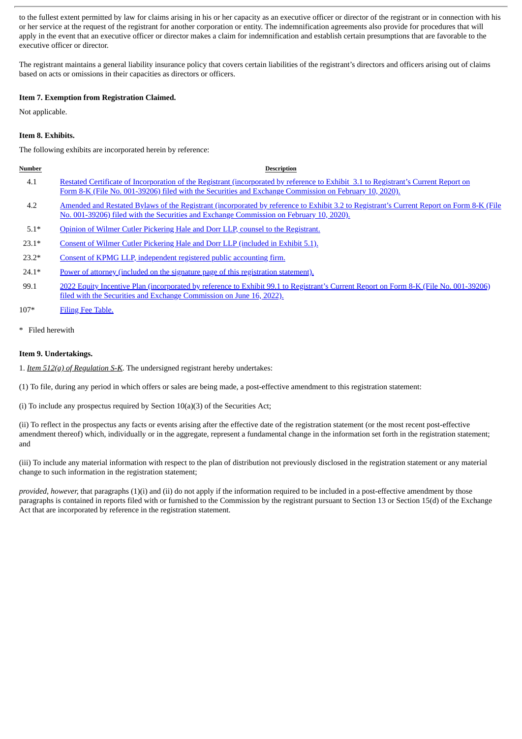to the fullest extent permitted by law for claims arising in his or her capacity as an executive officer or director of the registrant or in connection with his or her service at the request of the registrant for another corporation or entity. The indemnification agreements also provide for procedures that will apply in the event that an executive officer or director makes a claim for indemnification and establish certain presumptions that are favorable to the executive officer or director.

The registrant maintains a general liability insurance policy that covers certain liabilities of the registrant's directors and officers arising out of claims based on acts or omissions in their capacities as directors or officers.

**Item 7. Exemption from Registration Claimed.**

Not applicable.

**Item 8. Exhibits.**

The following exhibits are incorporated herein by reference:

| Number | Description |
|---|---|
| 4.1 | Restated Certificate of Incorporation of the Registrant (incorporated by reference to Exhibit 3.1 to Registrant's Current Report on Form 8-K (File No. 001-39206) filed with the Securities and Exchange Commission on February 10, 2020). |
| 4.2 | Amended and Restated Bylaws of the Registrant (incorporated by reference to Exhibit 3.2 to Registrant's Current Report on Form 8-K (File No. 001-39206) filed with the Securities and Exchange Commission on February 10, 2020). |
| 5.1* | Opinion of Wilmer Cutler Pickering Hale and Dorr LLP, counsel to the Registrant. |
| 23.1* | Consent of Wilmer Cutler Pickering Hale and Dorr LLP (included in Exhibit 5.1). |
| 23.2* | Consent of KPMG LLP, independent registered public accounting firm. |
| 24.1* | Power of attorney (included on the signature page of this registration statement). |
| 99.1 | 2022 Equity Incentive Plan (incorporated by reference to Exhibit 99.1 to Registrant's Current Report on Form 8-K (File No. 001-39206) filed with the Securities and Exchange Commission on June 16, 2022). |
| 107* | Filing Fee Table. |

\* Filed herewith

**Item 9. Undertakings.**

1. *Item 512(a) of Regulation S-K*. The undersigned registrant hereby undertakes:

(1) To file, during any period in which offers or sales are being made, a post-effective amendment to this registration statement:

(i) To include any prospectus required by Section 10(a)(3) of the Securities Act;

(ii) To reflect in the prospectus any facts or events arising after the effective date of the registration statement (or the most recent post-effective amendment thereof) which, individually or in the aggregate, represent a fundamental change in the information set forth in the registration statement; and

(iii) To include any material information with respect to the plan of distribution not previously disclosed in the registration statement or any material change to such information in the registration statement;

*provided*, *however,* that paragraphs (1)(i) and (ii) do not apply if the information required to be included in a post-effective amendment by those paragraphs is contained in reports filed with or furnished to the Commission by the registrant pursuant to Section 13 or Section 15(d) of the Exchange Act that are incorporated by reference in the registration statement.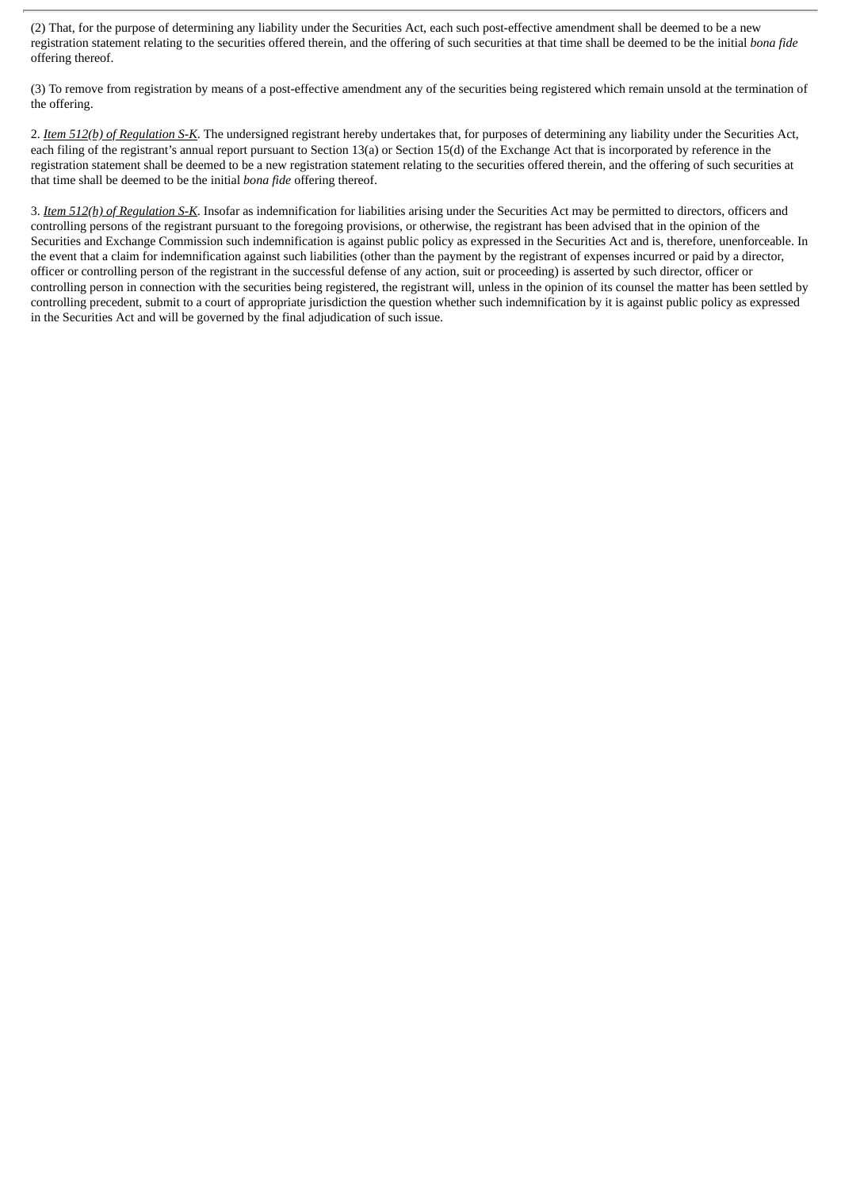(2) That, for the purpose of determining any liability under the Securities Act, each such post-effective amendment shall be deemed to be a new registration statement relating to the securities offered therein, and the offering of such securities at that time shall be deemed to be the initial *bona fide* offering thereof.

(3) To remove from registration by means of a post-effective amendment any of the securities being registered which remain unsold at the termination of the offering.

2. *Item 512(b) of Regulation S-K*. The undersigned registrant hereby undertakes that, for purposes of determining any liability under the Securities Act, each filing of the registrant's annual report pursuant to Section 13(a) or Section 15(d) of the Exchange Act that is incorporated by reference in the registration statement shall be deemed to be a new registration statement relating to the securities offered therein, and the offering of such securities at that time shall be deemed to be the initial *bona fide* offering thereof.

3. *Item 512(h) of Regulation S-K*. Insofar as indemnification for liabilities arising under the Securities Act may be permitted to directors, officers and controlling persons of the registrant pursuant to the foregoing provisions, or otherwise, the registrant has been advised that in the opinion of the Securities and Exchange Commission such indemnification is against public policy as expressed in the Securities Act and is, therefore, unenforceable. In the event that a claim for indemnification against such liabilities (other than the payment by the registrant of expenses incurred or paid by a director, officer or controlling person of the registrant in the successful defense of any action, suit or proceeding) is asserted by such director, officer or controlling person in connection with the securities being registered, the registrant will, unless in the opinion of its counsel the matter has been settled by controlling precedent, submit to a court of appropriate jurisdiction the question whether such indemnification by it is against public policy as expressed in the Securities Act and will be governed by the final adjudication of such issue.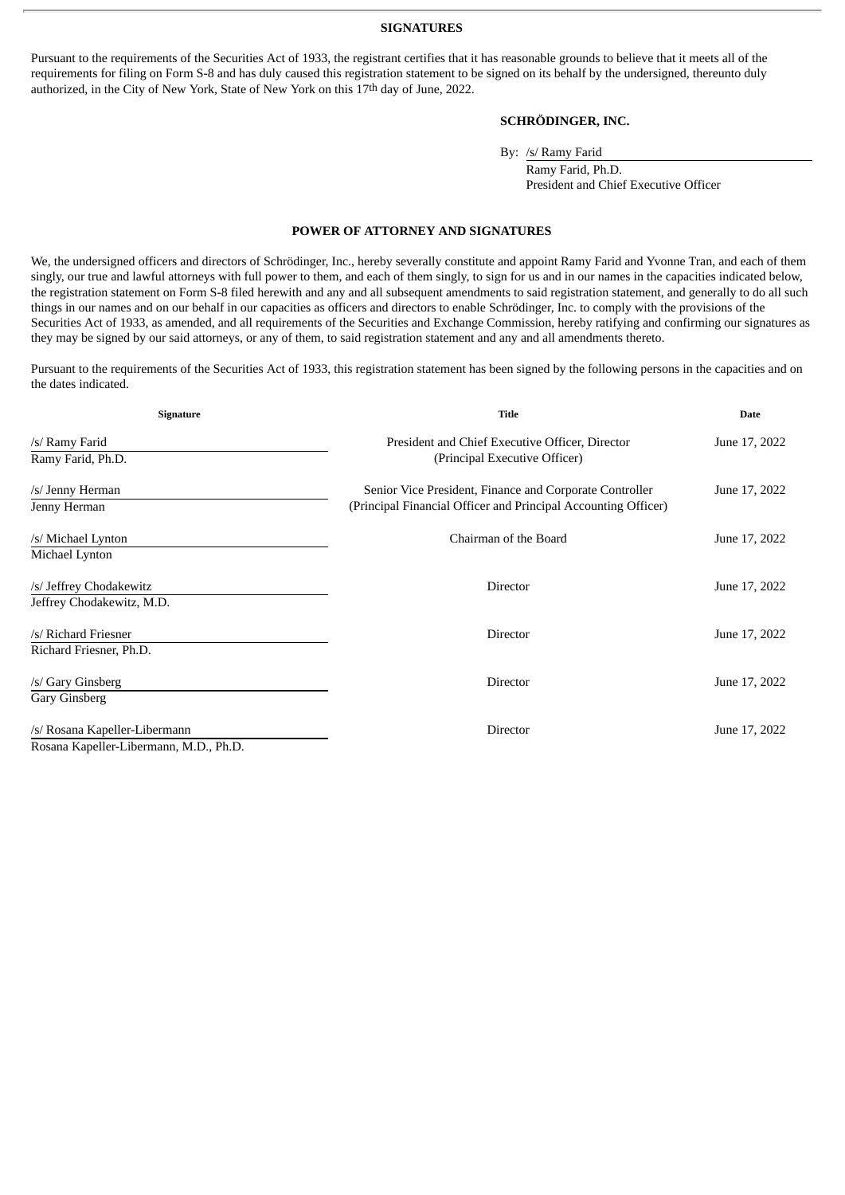## SIGNATURES

Pursuant to the requirements of the Securities Act of 1933, the registrant certifies that it has reasonable grounds to believe that it meets all of the requirements for filing on Form S-8 and has duly caused this registration statement to be signed on its behalf by the undersigned, thereunto duly authorized, in the City of New York, State of New York on this 17th day of June, 2022.

**SCHRÖDINGER, INC.**

By: /s/ Ramy Farid
Ramy Farid, Ph.D.
President and Chief Executive Officer

## POWER OF ATTORNEY AND SIGNATURES

We, the undersigned officers and directors of Schrödinger, Inc., hereby severally constitute and appoint Ramy Farid and Yvonne Tran, and each of them singly, our true and lawful attorneys with full power to them, and each of them singly, to sign for us and in our names in the capacities indicated below, the registration statement on Form S-8 filed herewith and any and all subsequent amendments to said registration statement, and generally to do all such things in our names and on our behalf in our capacities as officers and directors to enable Schrödinger, Inc. to comply with the provisions of the Securities Act of 1933, as amended, and all requirements of the Securities and Exchange Commission, hereby ratifying and confirming our signatures as they may be signed by our said attorneys, or any of them, to said registration statement and any and all amendments thereto.

Pursuant to the requirements of the Securities Act of 1933, this registration statement has been signed by the following persons in the capacities and on the dates indicated.

| Signature | Title | Date |
|---|---|---|
| /s/ Ramy Farid<br>Ramy Farid, Ph.D. | President and Chief Executive Officer, Director<br>(Principal Executive Officer) | June 17, 2022 |
| /s/ Jenny Herman<br>Jenny Herman | Senior Vice President, Finance and Corporate Controller<br>(Principal Financial Officer and Principal Accounting Officer) | June 17, 2022 |
| /s/ Michael Lynton<br>Michael Lynton | Chairman of the Board | June 17, 2022 |
| /s/ Jeffrey Chodakewitz<br>Jeffrey Chodakewitz, M.D. | Director | June 17, 2022 |
| /s/ Richard Friesner<br>Richard Friesner, Ph.D. | Director | June 17, 2022 |
| /s/ Gary Ginsberg<br>Gary Ginsberg | Director | June 17, 2022 |
| /s/ Rosana Kapeller-Libermann<br>Rosana Kapeller-Libermann, M.D., Ph.D. | Director | June 17, 2022 |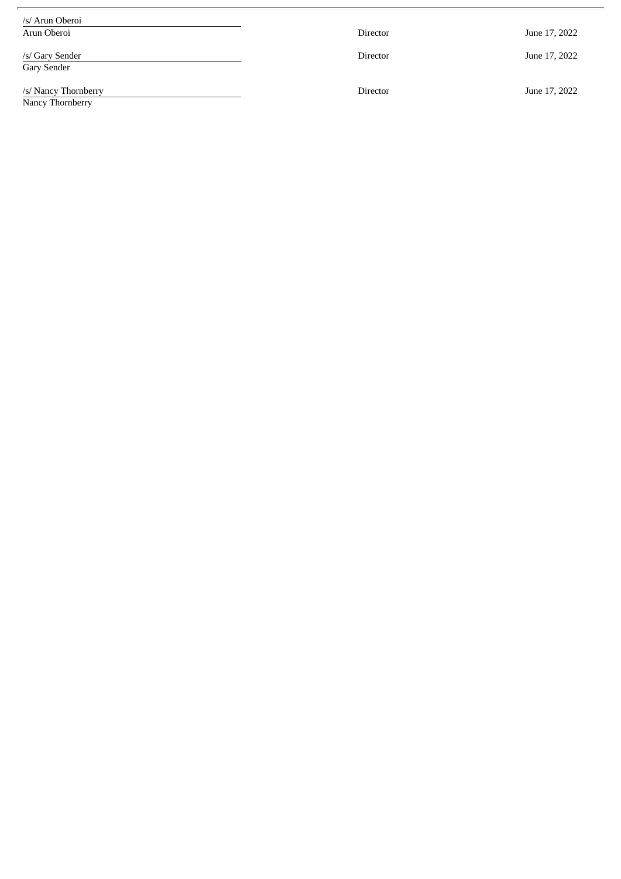| | | |
|---|---|---|
| /s/ Arun Oberoi<br>Arun Oberoi | Director | June 17, 2022 |
| /s/ Gary Sender<br>Gary Sender | Director | June 17, 2022 |
| /s/ Nancy Thornberry<br>Nancy Thornberry | Director | June 17, 2022 |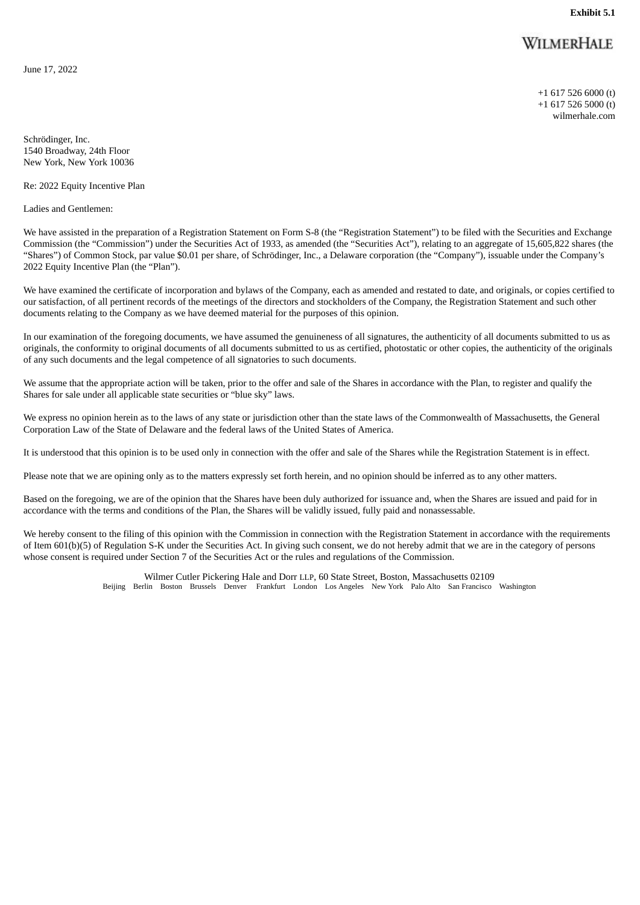**Exhibit 5.1**

WILMERHALE

June 17, 2022

+1 617 526 6000 (t)
+1 617 526 5000 (t)
wilmerhale.com

Schrödinger, Inc.
1540 Broadway, 24th Floor
New York, New York 10036

Re: 2022 Equity Incentive Plan

Ladies and Gentlemen:

We have assisted in the preparation of a Registration Statement on Form S-8 (the "Registration Statement") to be filed with the Securities and Exchange Commission (the "Commission") under the Securities Act of 1933, as amended (the "Securities Act"), relating to an aggregate of 15,605,822 shares (the "Shares") of Common Stock, par value $0.01 per share, of Schrödinger, Inc., a Delaware corporation (the "Company"), issuable under the Company's 2022 Equity Incentive Plan (the "Plan").

We have examined the certificate of incorporation and bylaws of the Company, each as amended and restated to date, and originals, or copies certified to our satisfaction, of all pertinent records of the meetings of the directors and stockholders of the Company, the Registration Statement and such other documents relating to the Company as we have deemed material for the purposes of this opinion.

In our examination of the foregoing documents, we have assumed the genuineness of all signatures, the authenticity of all documents submitted to us as originals, the conformity to original documents of all documents submitted to us as certified, photostatic or other copies, the authenticity of the originals of any such documents and the legal competence of all signatories to such documents.

We assume that the appropriate action will be taken, prior to the offer and sale of the Shares in accordance with the Plan, to register and qualify the Shares for sale under all applicable state securities or "blue sky" laws.

We express no opinion herein as to the laws of any state or jurisdiction other than the state laws of the Commonwealth of Massachusetts, the General Corporation Law of the State of Delaware and the federal laws of the United States of America.

It is understood that this opinion is to be used only in connection with the offer and sale of the Shares while the Registration Statement is in effect.

Please note that we are opining only as to the matters expressly set forth herein, and no opinion should be inferred as to any other matters.

Based on the foregoing, we are of the opinion that the Shares have been duly authorized for issuance and, when the Shares are issued and paid for in accordance with the terms and conditions of the Plan, the Shares will be validly issued, fully paid and nonassessable.

We hereby consent to the filing of this opinion with the Commission in connection with the Registration Statement in accordance with the requirements of Item 601(b)(5) of Regulation S-K under the Securities Act. In giving such consent, we do not hereby admit that we are in the category of persons whose consent is required under Section 7 of the Securities Act or the rules and regulations of the Commission.

Wilmer Cutler Pickering Hale and Dorr LLP, 60 State Street, Boston, Massachusetts 02109
Beijing Berlin Boston Brussels Denver Frankfurt London Los Angeles New York Palo Alto San Francisco Washington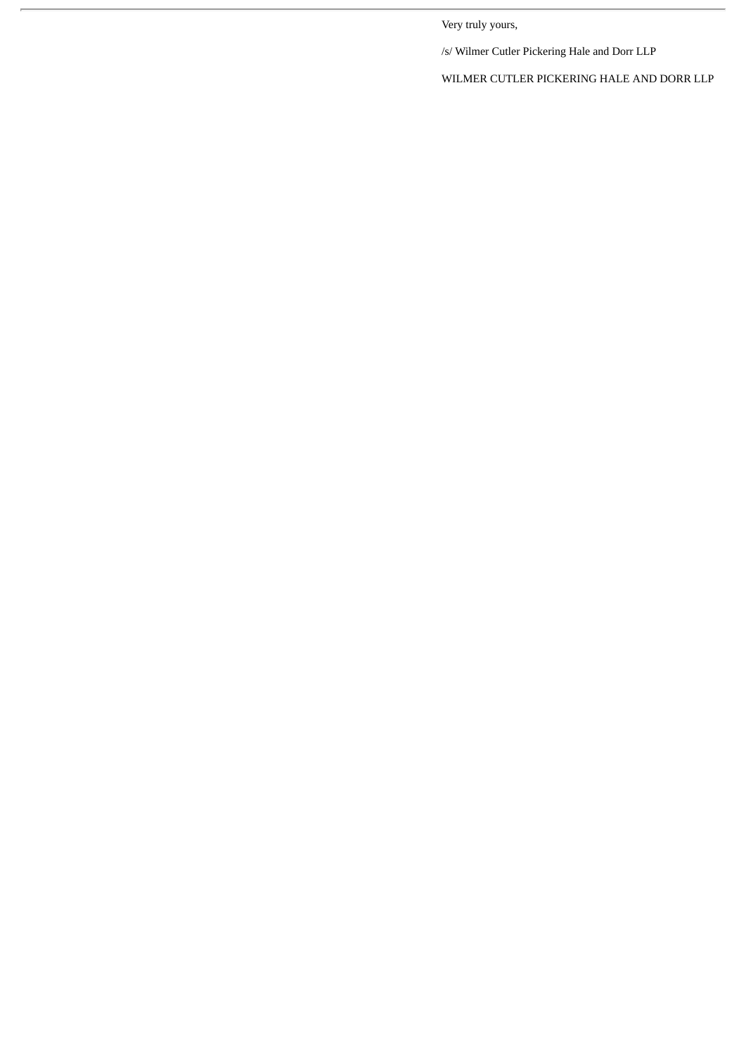Very truly yours,

/s/ Wilmer Cutler Pickering Hale and Dorr LLP

WILMER CUTLER PICKERING HALE AND DORR LLP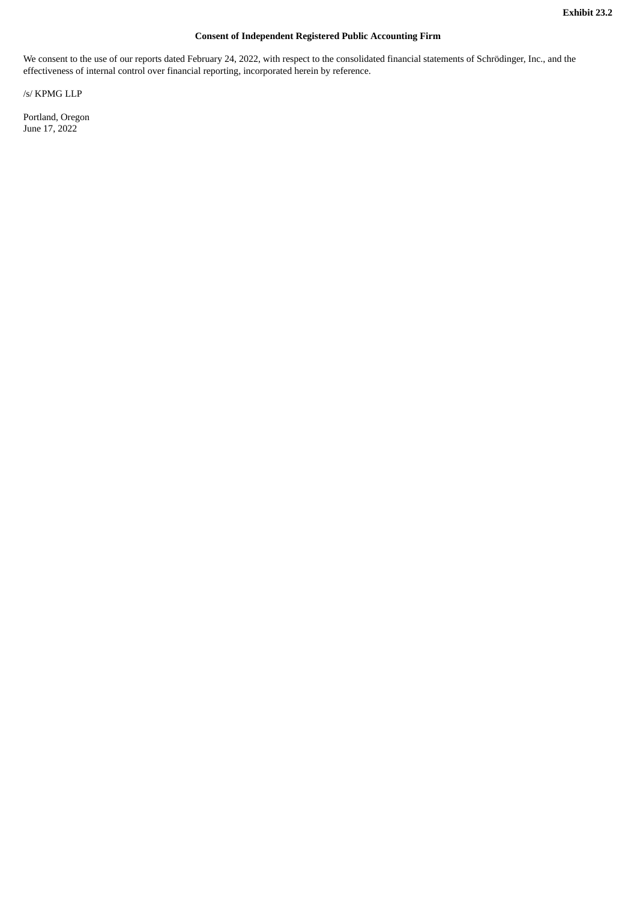**Exhibit 23.2**

**Consent of Independent Registered Public Accounting Firm**

We consent to the use of our reports dated February 24, 2022, with respect to the consolidated financial statements of Schrödinger, Inc., and the effectiveness of internal control over financial reporting, incorporated herein by reference.

/s/ KPMG LLP

Portland, Oregon
June 17, 2022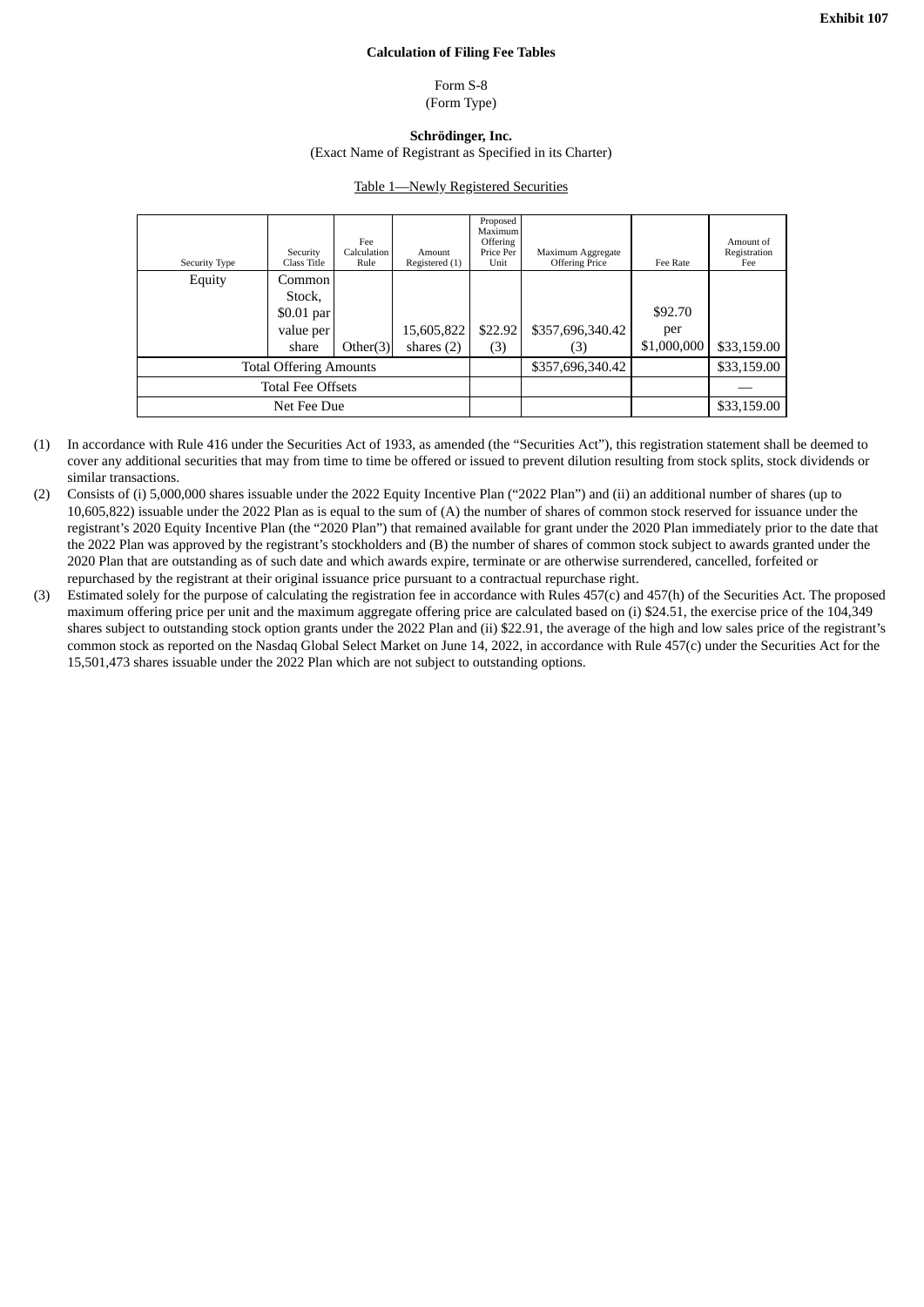**Exhibit 107**

**Calculation of Filing Fee Tables**

Form S-8
(Form Type)

**Schrödinger, Inc.**
(Exact Name of Registrant as Specified in its Charter)

Table 1—Newly Registered Securities

| Security Type | Security Class Title | Fee Calculation Rule | Amount Registered (1) | Proposed Maximum Offering Price Per Unit | Maximum Aggregate Offering Price | Fee Rate | Amount of Registration Fee |
|---|---|---|---|---|---|---|---|
| Equity | Common Stock, $0.01 par value per share | Other(3) | 15,605,822 shares (2) | $22.92 (3) | $357,696,340.42 (3) | $92.70 per $1,000,000 | $33,159.00 |
| Total Offering Amounts | | | | | $357,696,340.42 | | $33,159.00 |
| Total Fee Offsets | | | | | | | — |
| Net Fee Due | | | | | | | $33,159.00 |

(1) In accordance with Rule 416 under the Securities Act of 1933, as amended (the "Securities Act"), this registration statement shall be deemed to cover any additional securities that may from time to time be offered or issued to prevent dilution resulting from stock splits, stock dividends or similar transactions.

(2) Consists of (i) 5,000,000 shares issuable under the 2022 Equity Incentive Plan ("2022 Plan") and (ii) an additional number of shares (up to 10,605,822) issuable under the 2022 Plan as is equal to the sum of (A) the number of shares of common stock reserved for issuance under the registrant's 2020 Equity Incentive Plan (the "2020 Plan") that remained available for grant under the 2020 Plan immediately prior to the date that the 2022 Plan was approved by the registrant's stockholders and (B) the number of shares of common stock subject to awards granted under the 2020 Plan that are outstanding as of such date and which awards expire, terminate or are otherwise surrendered, cancelled, forfeited or repurchased by the registrant at their original issuance price pursuant to a contractual repurchase right.

(3) Estimated solely for the purpose of calculating the registration fee in accordance with Rules 457(c) and 457(h) of the Securities Act. The proposed maximum offering price per unit and the maximum aggregate offering price are calculated based on (i) $24.51, the exercise price of the 104,349 shares subject to outstanding stock option grants under the 2022 Plan and (ii) $22.91, the average of the high and low sales price of the registrant's common stock as reported on the Nasdaq Global Select Market on June 14, 2022, in accordance with Rule 457(c) under the Securities Act for the 15,501,473 shares issuable under the 2022 Plan which are not subject to outstanding options.